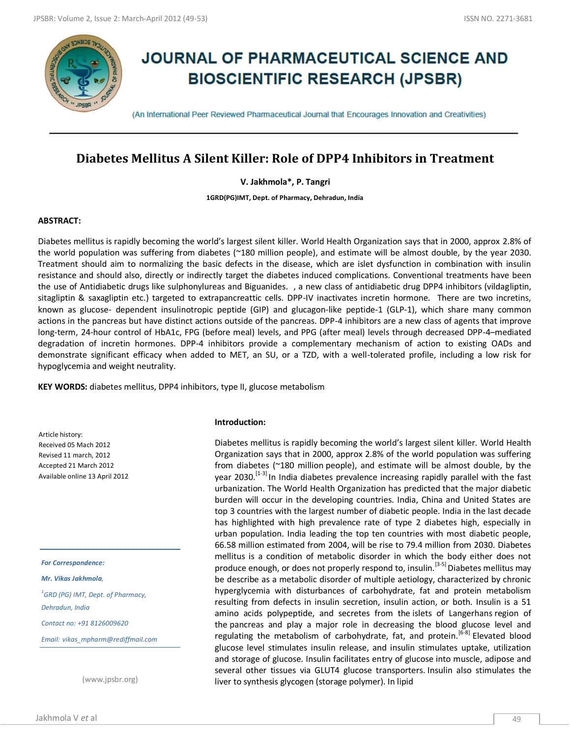# JOURNAL OF PHARMACEUTICAL SCIENCE AND BIOSCIENTIFIC RESEARCH (JPSBR)

(An International Peer Reviewed Pharmaceutical Journal that Encourages Innovation and Creativities)

## Diabetes Mellitus A Silent Killer: Role of DPP4 Inhibitors in Treatment

**V. Jakhmola\*, P. Tangri**

**1GRD(PG)IMT, Dept. of Pharmacy, Dehradun, India**

### ABSTRACT:

Diabetes mellitus is rapidly becoming the world's largest silent killer. World Health Organization says that in 2000, approx 2.8% of the world population was suffering from diabetes (~180 million people), and estimate will be almost double, by the year 2030. Treatment should aim to normalizing the basic defects in the disease, which are islet dysfunction in combination with insulin resistance and should also, directly or indirectly target the diabetes induced complications. Conventional treatments have been the use of Antidiabetic drugs like sulphonylureas and Biguanides. , a new class of antidiabetic drug DPP4 inhibitors (vildagliptin, sitagliptin & saxagliptin etc.) targeted to extrapancreattic cells. DPP-IV inactivates incretin hormone. There are two incretins, known as glucose- dependent insulinotropic peptide (GIP) and glucagon-like peptide-1 (GLP-1), which share many common actions in the pancreas but have distinct actions outside of the pancreas. DPP-4 inhibitors are a new class of agents that improve long-term, 24-hour control of HbA1c, FPG (before meal) levels, and PPG (after meal) levels through decreased DPP-4–mediated degradation of incretin hormones. DPP-4 inhibitors provide a complementary mechanism of action to existing OADs and demonstrate significant efficacy when added to MET, an SU, or a TZD, with a well-tolerated profile, including a low risk for hypoglycemia and weight neutrality.

**KEY WORDS:** diabetes mellitus, DPP4 inhibitors, type II, glucose metabolism

Article history:
Received 05 Mach 2012
Revised 11 march, 2012
Accepted 21 March 2012
Available online 13 April 2012

*For Correspondence:*

*Mr. Vikas Jakhmola,*

*[1]GRD (PG) IMT, Dept. of Pharmacy, Dehradun, India*

*Contact no: +91 8126009620*

*Email: vikas_mpharm@rediffmail.com*

(www.jpsbr.org)

### Introduction:

Diabetes mellitus is rapidly becoming the world's largest silent killer. World Health Organization says that in 2000, approx 2.8% of the world population was suffering from diabetes (~180 million people), and estimate will be almost double, by the year 2030.[1-3] In India diabetes prevalence increasing rapidly parallel with the fast urbanization. The World Health Organization has predicted that the major diabetic burden will occur in the developing countries. India, China and United States are top 3 countries with the largest number of diabetic people. India in the last decade has highlighted with high prevalence rate of type 2 diabetes high, especially in urban population. India leading the top ten countries with most diabetic people, 66.58 million estimated from 2004, will be rise to 79.4 million from 2030. Diabetes mellitus is a condition of metabolic disorder in which the body either does not produce enough, or does not properly respond to, insulin.[3-5] Diabetes mellitus may be describe as a metabolic disorder of multiple aetiology, characterized by chronic hyperglycemia with disturbances of carbohydrate, fat and protein metabolism resulting from defects in insulin secretion, insulin action, or both. Insulin is a 51 amino acids polypeptide, and secretes from the islets of Langerhans region of the pancreas and play a major role in decreasing the blood glucose level and regulating the metabolism of carbohydrate, fat, and protein.[6-8] Elevated blood glucose level stimulates insulin release, and insulin stimulates uptake, utilization and storage of glucose. Insulin facilitates entry of glucose into muscle, adipose and several other tissues via GLUT4 glucose transporters. Insulin also stimulates the liver to synthesis glycogen (storage polymer). In lipid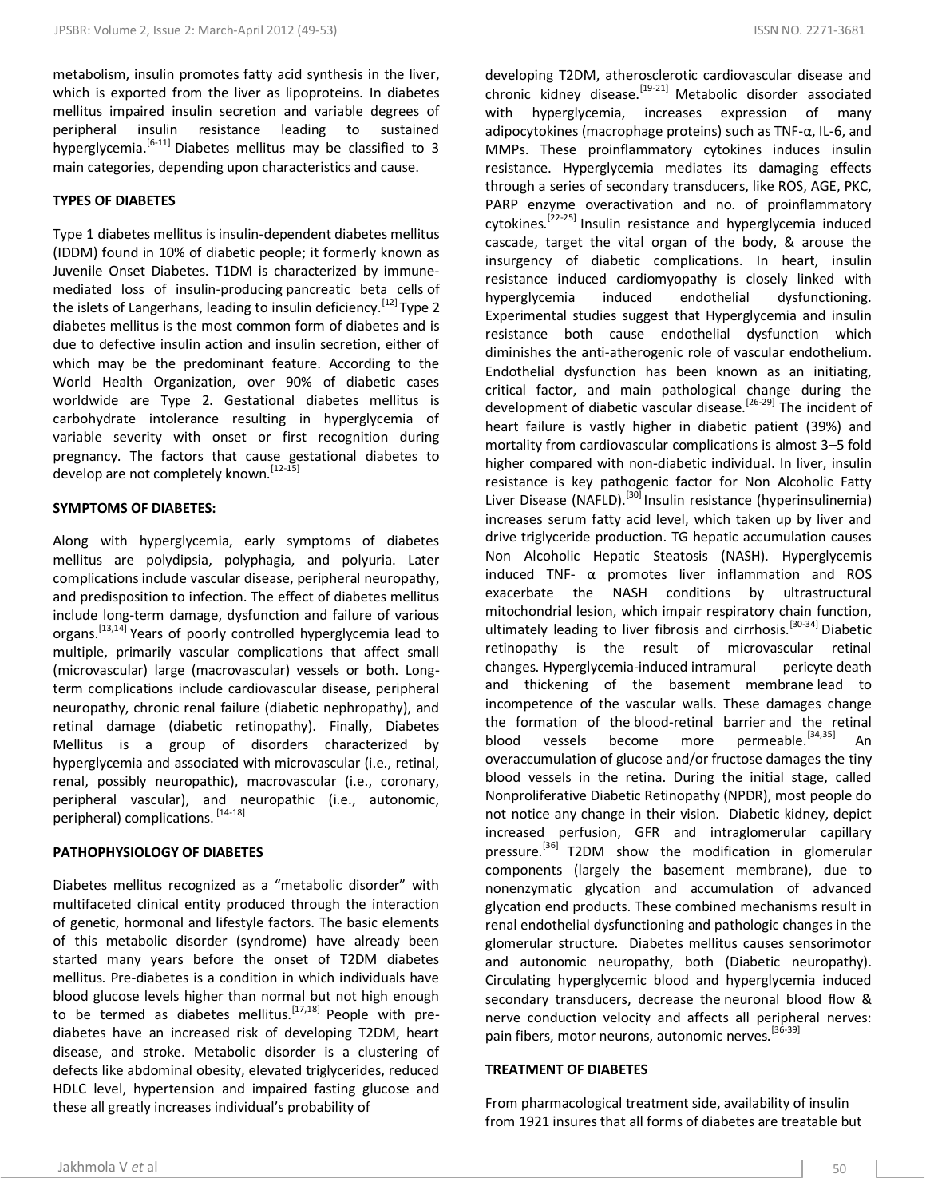metabolism, insulin promotes fatty acid synthesis in the liver, which is exported from the liver as lipoproteins. In diabetes mellitus impaired insulin secretion and variable degrees of peripheral insulin resistance leading to sustained hyperglycemia.[6-11] Diabetes mellitus may be classified to 3 main categories, depending upon characteristics and cause.

## TYPES OF DIABETES

Type 1 diabetes mellitus is insulin-dependent diabetes mellitus (IDDM) found in 10% of diabetic people; it formerly known as Juvenile Onset Diabetes. T1DM is characterized by immune-mediated loss of insulin-producing pancreatic beta cells of the islets of Langerhans, leading to insulin deficiency.[12] Type 2 diabetes mellitus is the most common form of diabetes and is due to defective insulin action and insulin secretion, either of which may be the predominant feature. According to the World Health Organization, over 90% of diabetic cases worldwide are Type 2. Gestational diabetes mellitus is carbohydrate intolerance resulting in hyperglycemia of variable severity with onset or first recognition during pregnancy. The factors that cause gestational diabetes to develop are not completely known.[12-15]

## SYMPTOMS OF DIABETES:

Along with hyperglycemia, early symptoms of diabetes mellitus are polydipsia, polyphagia, and polyuria. Later complications include vascular disease, peripheral neuropathy, and predisposition to infection. The effect of diabetes mellitus include long-term damage, dysfunction and failure of various organs.[13,14] Years of poorly controlled hyperglycemia lead to multiple, primarily vascular complications that affect small (microvascular) large (macrovascular) vessels or both. Long-term complications include cardiovascular disease, peripheral neuropathy, chronic renal failure (diabetic nephropathy), and retinal damage (diabetic retinopathy). Finally, Diabetes Mellitus is a group of disorders characterized by hyperglycemia and associated with microvascular (i.e., retinal, renal, possibly neuropathic), macrovascular (i.e., coronary, peripheral vascular), and neuropathic (i.e., autonomic, peripheral) complications. [14-18]

## PATHOPHYSIOLOGY OF DIABETES

Diabetes mellitus recognized as a "metabolic disorder" with multifaceted clinical entity produced through the interaction of genetic, hormonal and lifestyle factors. The basic elements of this metabolic disorder (syndrome) have already been started many years before the onset of T2DM diabetes mellitus. Pre-diabetes is a condition in which individuals have blood glucose levels higher than normal but not high enough to be termed as diabetes mellitus.[17,18] People with pre-diabetes have an increased risk of developing T2DM, heart disease, and stroke. Metabolic disorder is a clustering of defects like abdominal obesity, elevated triglycerides, reduced HDLC level, hypertension and impaired fasting glucose and these all greatly increases individual's probability of developing T2DM, atherosclerotic cardiovascular disease and chronic kidney disease.[19-21] Metabolic disorder associated with hyperglycemia, increases expression of many adipocytokines (macrophage proteins) such as TNF-α, IL-6, and MMPs. These proinflammatory cytokines induces insulin resistance. Hyperglycemia mediates its damaging effects through a series of secondary transducers, like ROS, AGE, PKC, PARP enzyme overactivation and no. of proinflammatory cytokines.[22-25] Insulin resistance and hyperglycemia induced cascade, target the vital organ of the body, & arouse the insurgency of diabetic complications. In heart, insulin resistance induced cardiomyopathy is closely linked with hyperglycemia induced endothelial dysfunctioning. Experimental studies suggest that Hyperglycemia and insulin resistance both cause endothelial dysfunction which diminishes the anti-atherogenic role of vascular endothelium. Endothelial dysfunction has been known as an initiating, critical factor, and main pathological change during the development of diabetic vascular disease.[26-29] The incident of heart failure is vastly higher in diabetic patient (39%) and mortality from cardiovascular complications is almost 3–5 fold higher compared with non-diabetic individual. In liver, insulin resistance is key pathogenic factor for Non Alcoholic Fatty Liver Disease (NAFLD).[30] Insulin resistance (hyperinsulinemia) increases serum fatty acid level, which taken up by liver and drive triglyceride production. TG hepatic accumulation causes Non Alcoholic Hepatic Steatosis (NASH). Hyperglycemis induced TNF- α promotes liver inflammation and ROS exacerbate the NASH conditions by ultrastructural mitochondrial lesion, which impair respiratory chain function, ultimately leading to liver fibrosis and cirrhosis.[30-34] Diabetic retinopathy is the result of microvascular retinal changes. Hyperglycemia-induced intramural pericyte death and thickening of the basement membrane lead to incompetence of the vascular walls. These damages change the formation of the blood-retinal barrier and the retinal blood vessels become more permeable.[34,35] An overaccumulation of glucose and/or fructose damages the tiny blood vessels in the retina. During the initial stage, called Nonproliferative Diabetic Retinopathy (NPDR), most people do not notice any change in their vision. Diabetic kidney, depict increased perfusion, GFR and intraglomerular capillary pressure.[36] T2DM show the modification in glomerular components (largely the basement membrane), due to nonenzymatic glycation and accumulation of advanced glycation end products. These combined mechanisms result in renal endothelial dysfunctioning and pathologic changes in the glomerular structure. Diabetes mellitus causes sensorimotor and autonomic neuropathy, both (Diabetic neuropathy). Circulating hyperglycemic blood and hyperglycemia induced secondary transducers, decrease the neuronal blood flow & nerve conduction velocity and affects all peripheral nerves: pain fibers, motor neurons, autonomic nerves.[36-39]

## TREATMENT OF DIABETES

From pharmacological treatment side, availability of insulin from 1921 insures that all forms of diabetes are treatable but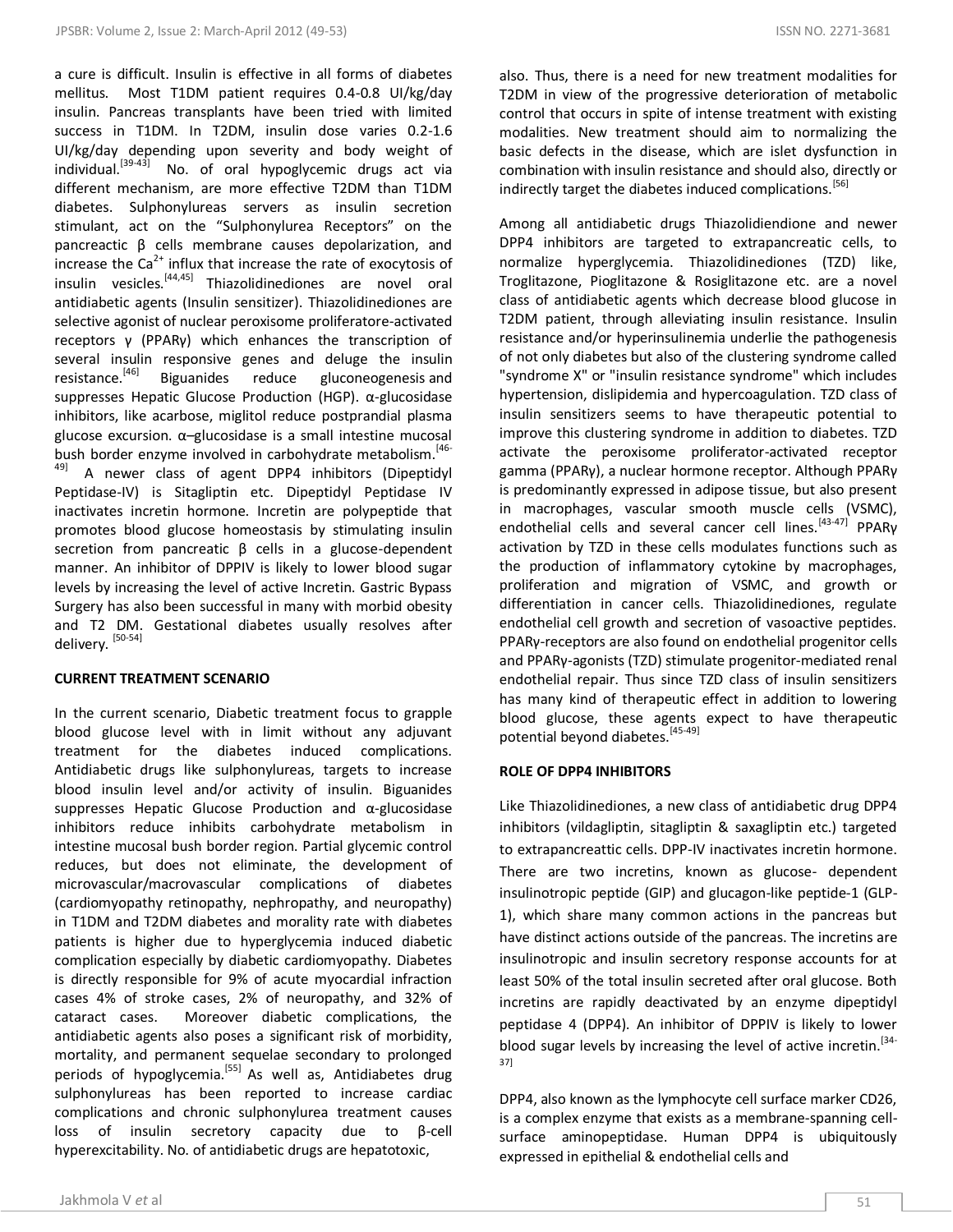a cure is difficult. Insulin is effective in all forms of diabetes mellitus. Most T1DM patient requires 0.4-0.8 UI/kg/day insulin. Pancreas transplants have been tried with limited success in T1DM. In T2DM, insulin dose varies 0.2-1.6 UI/kg/day depending upon severity and body weight of individual.[39-43] No. of oral hypoglycemic drugs act via different mechanism, are more effective T2DM than T1DM diabetes. Sulphonylureas servers as insulin secretion stimulant, act on the "Sulphonylurea Receptors" on the pancreactic β cells membrane causes depolarization, and increase the $Ca^{2+}$ influx that increase the rate of exocytosis of insulin vesicles.[44,45] Thiazolidinediones are novel oral antidiabetic agents (Insulin sensitizer). Thiazolidinediones are selective agonist of nuclear peroxisome proliferatore-activated receptors γ (PPARγ) which enhances the transcription of several insulin responsive genes and deluge the insulin resistance.[46] Biguanides reduce gluconeogenesis and suppresses Hepatic Glucose Production (HGP). α-glucosidase inhibitors, like acarbose, miglitol reduce postprandial plasma glucose excursion. α–glucosidase is a small intestine mucosal bush border enzyme involved in carbohydrate metabolism.[46-49] A newer class of agent DPP4 inhibitors (Dipeptidyl Peptidase-IV) is Sitagliptin etc. Dipeptidyl Peptidase IV inactivates incretin hormone. Incretin are polypeptide that promotes blood glucose homeostasis by stimulating insulin secretion from pancreatic β cells in a glucose-dependent manner. An inhibitor of DPPIV is likely to lower blood sugar levels by increasing the level of active Incretin. Gastric Bypass Surgery has also been successful in many with morbid obesity and T2 DM. Gestational diabetes usually resolves after delivery. [50-54]

**CURRENT TREATMENT SCENARIO**

In the current scenario, Diabetic treatment focus to grapple blood glucose level with in limit without any adjuvant treatment for the diabetes induced complications. Antidiabetic drugs like sulphonylureas, targets to increase blood insulin level and/or activity of insulin. Biguanides suppresses Hepatic Glucose Production and α-glucosidase inhibitors reduce inhibits carbohydrate metabolism in intestine mucosal bush border region. Partial glycemic control reduces, but does not eliminate, the development of microvascular/macrovascular complications of diabetes (cardiomyopathy retinopathy, nephropathy, and neuropathy) in T1DM and T2DM diabetes and morality rate with diabetes patients is higher due to hyperglycemia induced diabetic complication especially by diabetic cardiomyopathy. Diabetes is directly responsible for 9% of acute myocardial infraction cases 4% of stroke cases, 2% of neuropathy, and 32% of cataract cases. Moreover diabetic complications, the antidiabetic agents also poses a significant risk of morbidity, mortality, and permanent sequelae secondary to prolonged periods of hypoglycemia.[55] As well as, Antidiabetes drug sulphonylureas has been reported to increase cardiac complications and chronic sulphonylurea treatment causes loss of insulin secretory capacity due to β-cell hyperexcitability. No. of antidiabetic drugs are hepatotoxic, also. Thus, there is a need for new treatment modalities for T2DM in view of the progressive deterioration of metabolic control that occurs in spite of intense treatment with existing modalities. New treatment should aim to normalizing the basic defects in the disease, which are islet dysfunction in combination with insulin resistance and should also, directly or indirectly target the diabetes induced complications.[56]

Among all antidiabetic drugs Thiazolidiendione and newer DPP4 inhibitors are targeted to extrapancreatic cells, to normalize hyperglycemia. Thiazolidinediones (TZD) like, Troglitazone, Pioglitazone & Rosiglitazone etc. are a novel class of antidiabetic agents which decrease blood glucose in T2DM patient, through alleviating insulin resistance. Insulin resistance and/or hyperinsulinemia underlie the pathogenesis of not only diabetes but also of the clustering syndrome called "syndrome X" or "insulin resistance syndrome" which includes hypertension, dislipidemia and hypercoagulation. TZD class of insulin sensitizers seems to have therapeutic potential to improve this clustering syndrome in addition to diabetes. TZD activate the peroxisome proliferator-activated receptor gamma (PPARγ), a nuclear hormone receptor. Although PPARγ is predominantly expressed in adipose tissue, but also present in macrophages, vascular smooth muscle cells (VSMC), endothelial cells and several cancer cell lines.[43-47] PPARγ activation by TZD in these cells modulates functions such as the production of inflammatory cytokine by macrophages, proliferation and migration of VSMC, and growth or differentiation in cancer cells. Thiazolidinediones, regulate endothelial cell growth and secretion of vasoactive peptides. PPARγ-receptors are also found on endothelial progenitor cells and PPARγ-agonists (TZD) stimulate progenitor-mediated renal endothelial repair. Thus since TZD class of insulin sensitizers has many kind of therapeutic effect in addition to lowering blood glucose, these agents expect to have therapeutic potential beyond diabetes.[45-49]

**ROLE OF DPP4 INHIBITORS**

Like Thiazolidinediones, a new class of antidiabetic drug DPP4 inhibitors (vildagliptin, sitagliptin & saxagliptin etc.) targeted to extrapancreattic cells. DPP-IV inactivates incretin hormone. There are two incretins, known as glucose- dependent insulinotropic peptide (GIP) and glucagon-like peptide-1 (GLP-1), which share many common actions in the pancreas but have distinct actions outside of the pancreas. The incretins are insulinotropic and insulin secretory response accounts for at least 50% of the total insulin secreted after oral glucose. Both incretins are rapidly deactivated by an enzyme dipeptidyl peptidase 4 (DPP4). An inhibitor of DPPIV is likely to lower blood sugar levels by increasing the level of active incretin.[34-37]

DPP4, also known as the lymphocyte cell surface marker CD26, is a complex enzyme that exists as a membrane-spanning cell-surface aminopeptidase. Human DPP4 is ubiquitously expressed in epithelial & endothelial cells and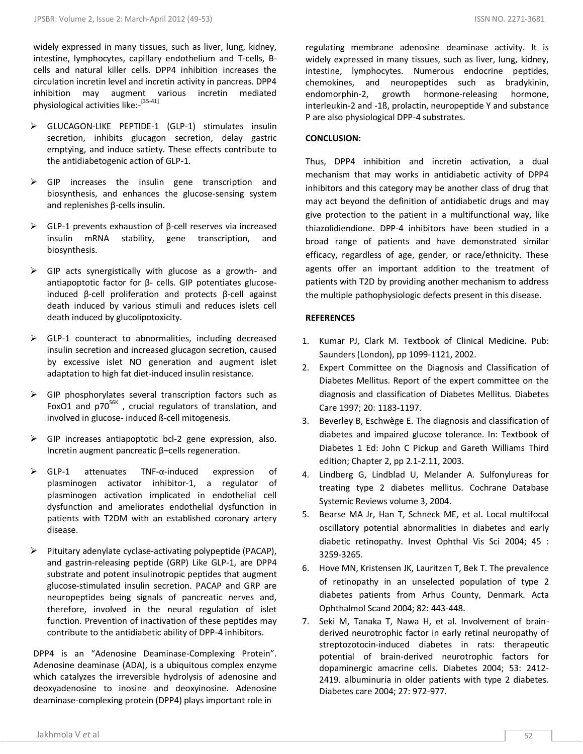widely expressed in many tissues, such as liver, lung, kidney, intestine, lymphocytes, capillary endothelium and T-cells, B-cells and natural killer cells. DPP4 inhibition increases the circulation incretin level and incretin activity in pancreas. DPP4 inhibition may augment various incretin mediated physiological activities like:-[35-41]

- GLUCAGON-LIKE PEPTIDE-1 (GLP-1) stimulates insulin secretion, inhibits glucagon secretion, delay gastric emptying, and induce satiety. These effects contribute to the antidiabetogenic action of GLP-1.
- GIP increases the insulin gene transcription and biosynthesis, and enhances the glucose-sensing system and replenishes β-cells insulin.
- GLP-1 prevents exhaustion of β-cell reserves via increased insulin mRNA stability, gene transcription, and biosynthesis.
- GIP acts synergistically with glucose as a growth- and antiapoptotic factor for β- cells. GIP potentiates glucose-induced β-cell proliferation and protects β-cell against death induced by various stimuli and reduces islets cell death induced by glucolipotoxicity.
- GLP-1 counteract to abnormalities, including decreased insulin secretion and increased glucagon secretion, caused by excessive islet NO generation and augment islet adaptation to high fat diet-induced insulin resistance.
- GIP phosphorylates several transcription factors such as FoxO1 and p70$^{S6K}$ , crucial regulators of translation, and involved in glucose- induced ß-cell mitogenesis.
- GIP increases antiapoptotic bcl-2 gene expression, also. Incretin augment pancreatic β–cells regeneration.
- GLP-1 attenuates TNF-α-induced expression of plasminogen activator inhibitor-1, a regulator of plasminogen activation implicated in endothelial cell dysfunction and ameliorates endothelial dysfunction in patients with T2DM with an established coronary artery disease.
- Pituitary adenylate cyclase-activating polypeptide (PACAP), and gastrin-releasing peptide (GRP) Like GLP-1, are DPP4 substrate and potent insulinotropic peptides that augment glucose-stimulated insulin secretion. PACAP and GRP are neuropeptides being signals of pancreatic nerves and, therefore, involved in the neural regulation of islet function. Prevention of inactivation of these peptides may contribute to the antidiabetic ability of DPP-4 inhibitors.

DPP4 is an "Adenosine Deaminase-Complexing Protein". Adenosine deaminase (ADA), is a ubiquitous complex enzyme which catalyzes the irreversible hydrolysis of adenosine and deoxyadenosine to inosine and deoxyinosine. Adenosine deaminase-complexing protein (DPP4) plays important role in regulating membrane adenosine deaminase activity. It is widely expressed in many tissues, such as liver, lung, kidney, intestine, lymphocytes. Numerous endocrine peptides, chemokines, and neuropeptides such as bradykinin, endomorphin-2, growth hormone-releasing hormone, interleukin-2 and -1ß, prolactin, neuropeptide Y and substance P are also physiological DPP-4 substrates.

## CONCLUSION:

Thus, DPP4 inhibition and incretin activation, a dual mechanism that may works in antidiabetic activity of DPP4 inhibitors and this category may be another class of drug that may act beyond the definition of antidiabetic drugs and may give protection to the patient in a multifunctional way, like thiazolidiendione. DPP-4 inhibitors have been studied in a broad range of patients and have demonstrated similar efficacy, regardless of age, gender, or race/ethnicity. These agents offer an important addition to the treatment of patients with T2D by providing another mechanism to address the multiple pathophysiologic defects present in this disease.

## REFERENCES

1. Kumar PJ, Clark M. Textbook of Clinical Medicine. Pub: Saunders (London), pp 1099-1121, 2002.
2. Expert Committee on the Diagnosis and Classification of Diabetes Mellitus. Report of the expert committee on the diagnosis and classification of Diabetes Mellitus. Diabetes Care 1997; 20: 1183-1197.
3. Beverley B, Eschwège E. The diagnosis and classification of diabetes and impaired glucose tolerance. In: Textbook of Diabetes 1 Ed: John C Pickup and Gareth Williams Third edition; Chapter 2, pp 2.1-2.11, 2003.
4. Lindberg G, Lindblad U, Melander A. Sulfonylureas for treating type 2 diabetes mellitus. Cochrane Database Systemic Reviews volume 3, 2004.
5. Bearse MA Jr, Han T, Schneck ME, et al. Local multifocal oscillatory potential abnormalities in diabetes and early diabetic retinopathy. Invest Ophthal Vis Sci 2004; 45 : 3259-3265.
6. Hove MN, Kristensen JK, Lauritzen T, Bek T. The prevalence of retinopathy in an unselected population of type 2 diabetes patients from Arhus County, Denmark. Acta Ophthalmol Scand 2004; 82: 443-448.
7. Seki M, Tanaka T, Nawa H, et al. Involvement of brain-derived neurotrophic factor in early retinal neuropathy of streptozotocin-induced diabetes in rats: therapeutic potential of brain-derived neurotrophic factors for dopaminergic amacrine cells. Diabetes 2004; 53: 2412-2419. albuminuria in older patients with type 2 diabetes. Diabetes care 2004; 27: 972-977.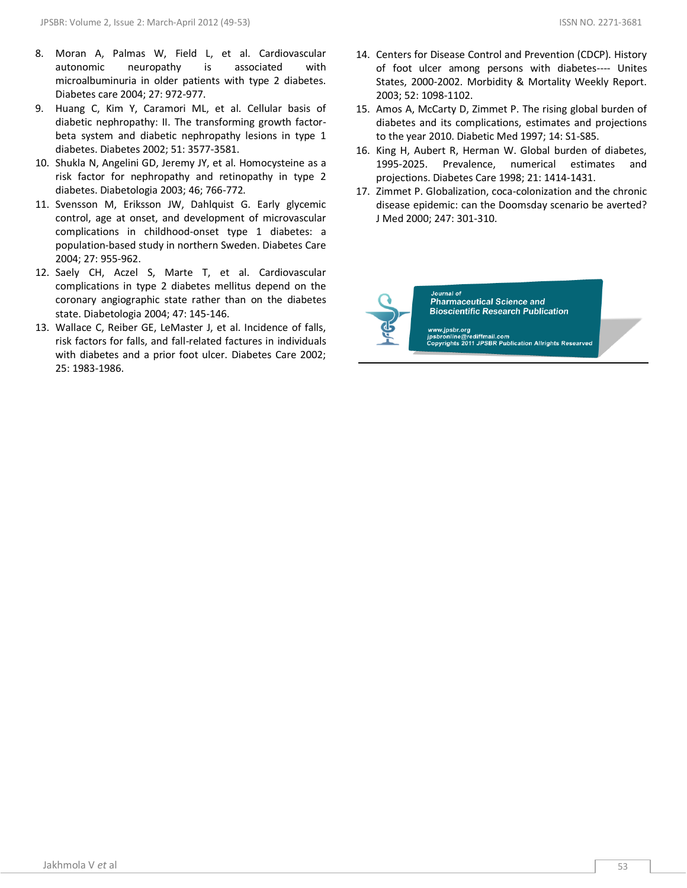8. Moran A, Palmas W, Field L, et al. Cardiovascular autonomic neuropathy is associated with microalbuminuria in older patients with type 2 diabetes. Diabetes care 2004; 27: 972-977.
9. Huang C, Kim Y, Caramori ML, et al. Cellular basis of diabetic nephropathy: II. The transforming growth factor-beta system and diabetic nephropathy lesions in type 1 diabetes. Diabetes 2002; 51: 3577-3581.
10. Shukla N, Angelini GD, Jeremy JY, et al. Homocysteine as a risk factor for nephropathy and retinopathy in type 2 diabetes. Diabetologia 2003; 46; 766-772.
11. Svensson M, Eriksson JW, Dahlquist G. Early glycemic control, age at onset, and development of microvascular complications in childhood-onset type 1 diabetes: a population-based study in northern Sweden. Diabetes Care 2004; 27: 955-962.
12. Saely CH, Aczel S, Marte T, et al. Cardiovascular complications in type 2 diabetes mellitus depend on the coronary angiographic state rather than on the diabetes state. Diabetologia 2004; 47: 145-146.
13. Wallace C, Reiber GE, LeMaster J, et al. Incidence of falls, risk factors for falls, and fall-related factures in individuals with diabetes and a prior foot ulcer. Diabetes Care 2002; 25: 1983-1986.
14. Centers for Disease Control and Prevention (CDCP). History of foot ulcer among persons with diabetes---- Unites States, 2000-2002. Morbidity & Mortality Weekly Report. 2003; 52: 1098-1102.
15. Amos A, McCarty D, Zimmet P. The rising global burden of diabetes and its complications, estimates and projections to the year 2010. Diabetic Med 1997; 14: S1-S85.
16. King H, Aubert R, Herman W. Global burden of diabetes, 1995-2025. Prevalence, numerical estimates and projections. Diabetes Care 1998; 21: 1414-1431.
17. Zimmet P. Globalization, coca-colonization and the chronic disease epidemic: can the Doomsday scenario be averted? J Med 2000; 247: 301-310.

Journal of
Pharmaceutical Science and Bioscientific Research Publication
www.jpsbr.org
jpsbronline@rediffmail.com
Copyrights 2011 JPSBR Publication Allrights Researved